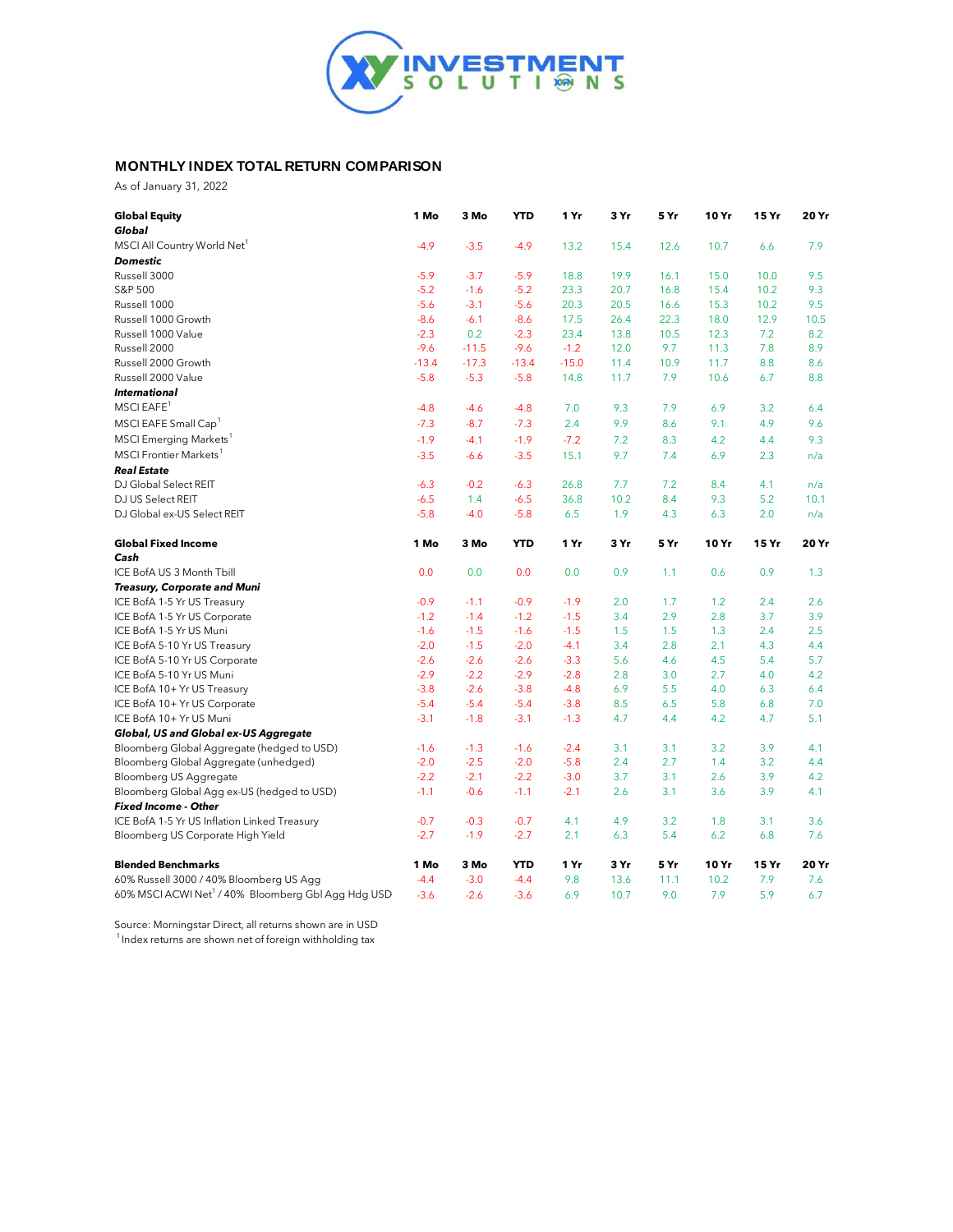XY INVESTMENT SOLUTIONS

## MONTHLY INDEX TOTAL RETURN COMPARISON

As of January 31, 2022

| Global Equity | 1 Mo | 3 Mo | YTD | 1 Yr | 3 Yr | 5 Yr | 10 Yr | 15 Yr | 20 Yr |
|---|---|---|---|---|---|---|---|---|---|
| ***Global*** | | | | | | | | | |
| MSCI All Country World Net[1] | -4.9 | -3.5 | -4.9 | 13.2 | 15.4 | 12.6 | 10.7 | 6.6 | 7.9 |
| ***Domestic*** | | | | | | | | | |
| Russell 3000 | -5.9 | -3.7 | -5.9 | 18.8 | 19.9 | 16.1 | 15.0 | 10.0 | 9.5 |
| S&P 500 | -5.2 | -1.6 | -5.2 | 23.3 | 20.7 | 16.8 | 15.4 | 10.2 | 9.3 |
| Russell 1000 | -5.6 | -3.1 | -5.6 | 20.3 | 20.5 | 16.6 | 15.3 | 10.2 | 9.5 |
| Russell 1000 Growth | -8.6 | -6.1 | -8.6 | 17.5 | 26.4 | 22.3 | 18.0 | 12.9 | 10.5 |
| Russell 1000 Value | -2.3 | 0.2 | -2.3 | 23.4 | 13.8 | 10.5 | 12.3 | 7.2 | 8.2 |
| Russell 2000 | -9.6 | -11.5 | -9.6 | -1.2 | 12.0 | 9.7 | 11.3 | 7.8 | 8.9 |
| Russell 2000 Growth | -13.4 | -17.3 | -13.4 | -15.0 | 11.4 | 10.9 | 11.7 | 8.8 | 8.6 |
| Russell 2000 Value | -5.8 | -5.3 | -5.8 | 14.8 | 11.7 | 7.9 | 10.6 | 6.7 | 8.8 |
| ***International*** | | | | | | | | | |
| MSCI EAFE[1] | -4.8 | -4.6 | -4.8 | 7.0 | 9.3 | 7.9 | 6.9 | 3.2 | 6.4 |
| MSCI EAFE Small Cap[1] | -7.3 | -8.7 | -7.3 | 2.4 | 9.9 | 8.6 | 9.1 | 4.9 | 9.6 |
| MSCI Emerging Markets[1] | -1.9 | -4.1 | -1.9 | -7.2 | 7.2 | 8.3 | 4.2 | 4.4 | 9.3 |
| MSCI Frontier Markets[1] | -3.5 | -6.6 | -3.5 | 15.1 | 9.7 | 7.4 | 6.9 | 2.3 | n/a |
| ***Real Estate*** | | | | | | | | | |
| DJ Global Select REIT | -6.3 | -0.2 | -6.3 | 26.8 | 7.7 | 7.2 | 8.4 | 4.1 | n/a |
| DJ US Select REIT | -6.5 | 1.4 | -6.5 | 36.8 | 10.2 | 8.4 | 9.3 | 5.2 | 10.1 |
| DJ Global ex-US Select REIT | -5.8 | -4.0 | -5.8 | 6.5 | 1.9 | 4.3 | 6.3 | 2.0 | n/a |

| Global Fixed Income | 1 Mo | 3 Mo | YTD | 1 Yr | 3 Yr | 5 Yr | 10 Yr | 15 Yr | 20 Yr |
|---|---|---|---|---|---|---|---|---|---|
| ***Cash*** | | | | | | | | | |
| ICE BofA US 3 Month Tbill | 0.0 | 0.0 | 0.0 | 0.0 | 0.9 | 1.1 | 0.6 | 0.9 | 1.3 |
| ***Treasury, Corporate and Muni*** | | | | | | | | | |
| ICE BofA 1-5 Yr US Treasury | -0.9 | -1.1 | -0.9 | -1.9 | 2.0 | 1.7 | 1.2 | 2.4 | 2.6 |
| ICE BofA 1-5 Yr US Corporate | -1.2 | -1.4 | -1.2 | -1.5 | 3.4 | 2.9 | 2.8 | 3.7 | 3.9 |
| ICE BofA 1-5 Yr US Muni | -1.6 | -1.5 | -1.6 | -1.5 | 1.5 | 1.5 | 1.3 | 2.4 | 2.5 |
| ICE BofA 5-10 Yr US Treasury | -2.0 | -1.5 | -2.0 | -4.1 | 3.4 | 2.8 | 2.1 | 4.3 | 4.4 |
| ICE BofA 5-10 Yr US Corporate | -2.6 | -2.6 | -2.6 | -3.3 | 5.6 | 4.6 | 4.5 | 5.4 | 5.7 |
| ICE BofA 5-10 Yr US Muni | -2.9 | -2.2 | -2.9 | -2.8 | 2.8 | 3.0 | 2.7 | 4.0 | 4.2 |
| ICE BofA 10+ Yr US Treasury | -3.8 | -2.6 | -3.8 | -4.8 | 6.9 | 5.5 | 4.0 | 6.3 | 6.4 |
| ICE BofA 10+ Yr US Corporate | -5.4 | -5.4 | -5.4 | -3.8 | 8.5 | 6.5 | 5.8 | 6.8 | 7.0 |
| ICE BofA 10+ Yr US Muni | -3.1 | -1.8 | -3.1 | -1.3 | 4.7 | 4.4 | 4.2 | 4.7 | 5.1 |
| ***Global, US and Global ex-US Aggregate*** | | | | | | | | | |
| Bloomberg Global Aggregate (hedged to USD) | -1.6 | -1.3 | -1.6 | -2.4 | 3.1 | 3.1 | 3.2 | 3.9 | 4.1 |
| Bloomberg Global Aggregate (unhedged) | -2.0 | -2.5 | -2.0 | -5.8 | 2.4 | 2.7 | 1.4 | 3.2 | 4.4 |
| Bloomberg US Aggregate | -2.2 | -2.1 | -2.2 | -3.0 | 3.7 | 3.1 | 2.6 | 3.9 | 4.2 |
| Bloomberg Global Agg ex-US (hedged to USD) | -1.1 | -0.6 | -1.1 | -2.1 | 2.6 | 3.1 | 3.6 | 3.9 | 4.1 |
| ***Fixed Income - Other*** | | | | | | | | | |
| ICE BofA 1-5 Yr US Inflation Linked Treasury | -0.7 | -0.3 | -0.7 | 4.1 | 4.9 | 3.2 | 1.8 | 3.1 | 3.6 |
| Bloomberg US Corporate High Yield | -2.7 | -1.9 | -2.7 | 2.1 | 6.3 | 5.4 | 6.2 | 6.8 | 7.6 |

| Blended Benchmarks | 1 Mo | 3 Mo | YTD | 1 Yr | 3 Yr | 5 Yr | 10 Yr | 15 Yr | 20 Yr |
|---|---|---|---|---|---|---|---|---|---|
| 60% Russell 3000 / 40% Bloomberg US Agg | -4.4 | -3.0 | -4.4 | 9.8 | 13.6 | 11.1 | 10.2 | 7.9 | 7.6 |
| 60% MSCI ACWI Net[1] / 40% Bloomberg Gbl Agg Hdg USD | -3.6 | -2.6 | -3.6 | 6.9 | 10.7 | 9.0 | 7.9 | 5.9 | 6.7 |

Source: Morningstar Direct, all returns shown are in USD

[1] Index returns are shown net of foreign withholding tax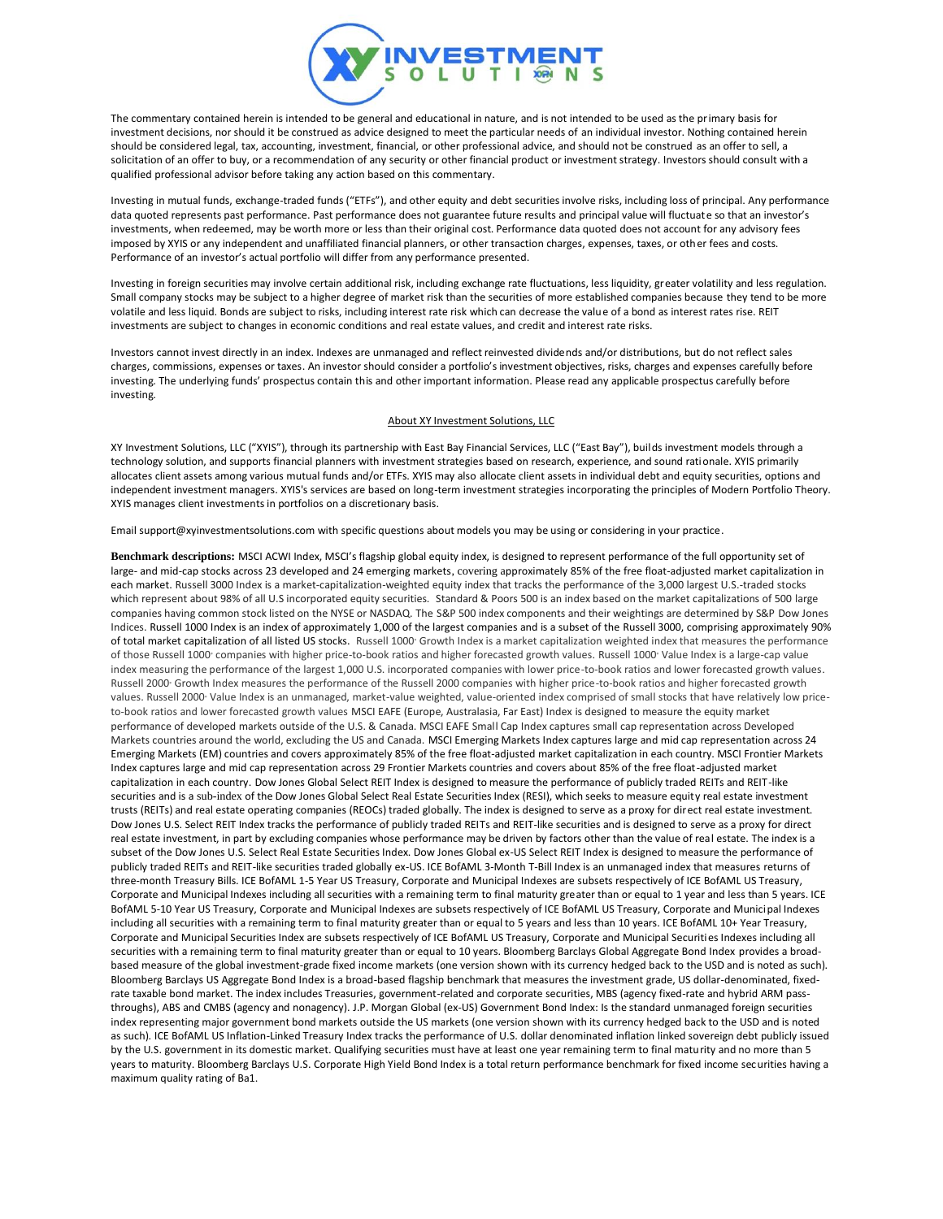The commentary contained herein is intended to be general and educational in nature, and is not intended to be used as the primary basis for investment decisions, nor should it be construed as advice designed to meet the particular needs of an individual investor. Nothing contained herein should be considered legal, tax, accounting, investment, financial, or other professional advice, and should not be construed as an offer to sell, a solicitation of an offer to buy, or a recommendation of any security or other financial product or investment strategy. Investors should consult with a qualified professional advisor before taking any action based on this commentary.

Investing in mutual funds, exchange-traded funds ("ETFs"), and other equity and debt securities involve risks, including loss of principal. Any performance data quoted represents past performance. Past performance does not guarantee future results and principal value will fluctuate so that an investor's investments, when redeemed, may be worth more or less than their original cost. Performance data quoted does not account for any advisory fees imposed by XYIS or any independent and unaffiliated financial planners, or other transaction charges, expenses, taxes, or other fees and costs. Performance of an investor's actual portfolio will differ from any performance presented.

Investing in foreign securities may involve certain additional risk, including exchange rate fluctuations, less liquidity, greater volatility and less regulation. Small company stocks may be subject to a higher degree of market risk than the securities of more established companies because they tend to be more volatile and less liquid. Bonds are subject to risks, including interest rate risk which can decrease the value of a bond as interest rates rise. REIT investments are subject to changes in economic conditions and real estate values, and credit and interest rate risks.

Investors cannot invest directly in an index. Indexes are unmanaged and reflect reinvested dividends and/or distributions, but do not reflect sales charges, commissions, expenses or taxes. An investor should consider a portfolio's investment objectives, risks, charges and expenses carefully before investing. The underlying funds' prospectus contain this and other important information. Please read any applicable prospectus carefully before investing.

About XY Investment Solutions, LLC

XY Investment Solutions, LLC ("XYIS"), through its partnership with East Bay Financial Services, LLC ("East Bay"), builds investment models through a technology solution, and supports financial planners with investment strategies based on research, experience, and sound rationale. XYIS primarily allocates client assets among various mutual funds and/or ETFs. XYIS may also allocate client assets in individual debt and equity securities, options and independent investment managers. XYIS's services are based on long-term investment strategies incorporating the principles of Modern Portfolio Theory. XYIS manages client investments in portfolios on a discretionary basis.

Email support@xyinvestmentsolutions.com with specific questions about models you may be using or considering in your practice.

**Benchmark descriptions:** MSCI ACWI Index, MSCI's flagship global equity index, is designed to represent performance of the full opportunity set of large- and mid-cap stocks across 23 developed and 24 emerging markets, covering approximately 85% of the free float-adjusted market capitalization in each market. Russell 3000 Index is a market-capitalization-weighted equity index that tracks the performance of the 3,000 largest U.S.-traded stocks which represent about 98% of all U.S incorporated equity securities. Standard & Poors 500 is an index based on the market capitalizations of 500 large companies having common stock listed on the NYSE or NASDAQ. The S&P 500 index components and their weightings are determined by S&P Dow Jones Indices. Russell 1000 Index is an index of approximately 1,000 of the largest companies and is a subset of the Russell 3000, comprising approximately 90% of total market capitalization of all listed US stocks. Russell 1000 Growth Index is a market capitalization weighted index that measures the performance of those Russell 1000 companies with higher price-to-book ratios and higher forecasted growth values. Russell 1000 Value Index is a large-cap value index measuring the performance of the largest 1,000 U.S. incorporated companies with lower price-to-book ratios and lower forecasted growth values. Russell 2000 Growth Index measures the performance of the Russell 2000 companies with higher price-to-book ratios and higher forecasted growth values. Russell 2000 Value Index is an unmanaged, market-value weighted, value-oriented index comprised of small stocks that have relatively low price-to-book ratios and lower forecasted growth values MSCI EAFE (Europe, Australasia, Far East) Index is designed to measure the equity market performance of developed markets outside of the U.S. & Canada. MSCI EAFE Small Cap Index captures small cap representation across Developed Markets countries around the world, excluding the US and Canada. MSCI Emerging Markets Index captures large and mid cap representation across 24 Emerging Markets (EM) countries and covers approximately 85% of the free float-adjusted market capitalization in each country. MSCI Frontier Markets Index captures large and mid cap representation across 29 Frontier Markets countries and covers about 85% of the free float-adjusted market capitalization in each country. Dow Jones Global Select REIT Index is designed to measure the performance of publicly traded REITs and REIT-like securities and is a sub-index of the Dow Jones Global Select Real Estate Securities Index (RESI), which seeks to measure equity real estate investment trusts (REITs) and real estate operating companies (REOCs) traded globally. The index is designed to serve as a proxy for direct real estate investment. Dow Jones U.S. Select REIT Index tracks the performance of publicly traded REITs and REIT-like securities and is designed to serve as a proxy for direct real estate investment, in part by excluding companies whose performance may be driven by factors other than the value of real estate. The index is a subset of the Dow Jones U.S. Select Real Estate Securities Index. Dow Jones Global ex-US Select REIT Index is designed to measure the performance of publicly traded REITs and REIT-like securities traded globally ex-US. ICE BofAML 3-Month T-Bill Index is an unmanaged index that measures returns of three-month Treasury Bills. ICE BofAML 1-5 Year US Treasury, Corporate and Municipal Indexes are subsets respectively of ICE BofAML US Treasury, Corporate and Municipal Indexes including all securities with a remaining term to final maturity greater than or equal to 1 year and less than 5 years. ICE BofAML 5-10 Year US Treasury, Corporate and Municipal Indexes are subsets respectively of ICE BofAML US Treasury, Corporate and Municipal Indexes including all securities with a remaining term to final maturity greater than or equal to 5 years and less than 10 years. ICE BofAML 10+ Year Treasury, Corporate and Municipal Securities Index are subsets respectively of ICE BofAML US Treasury, Corporate and Municipal Securities Indexes including all securities with a remaining term to final maturity greater than or equal to 10 years. Bloomberg Barclays Global Aggregate Bond Index provides a broad-based measure of the global investment-grade fixed income markets (one version shown with its currency hedged back to the USD and is noted as such). Bloomberg Barclays US Aggregate Bond Index is a broad-based flagship benchmark that measures the investment grade, US dollar-denominated, fixed-rate taxable bond market. The index includes Treasuries, government-related and corporate securities, MBS (agency fixed-rate and hybrid ARM pass-throughs), ABS and CMBS (agency and nonagency). J.P. Morgan Global (ex-US) Government Bond Index: Is the standard unmanaged foreign securities index representing major government bond markets outside the US markets (one version shown with its currency hedged back to the USD and is noted as such). ICE BofAML US Inflation-Linked Treasury Index tracks the performance of U.S. dollar denominated inflation linked sovereign debt publicly issued by the U.S. government in its domestic market. Qualifying securities must have at least one year remaining term to final maturity and no more than 5 years to maturity. Bloomberg Barclays U.S. Corporate High Yield Bond Index is a total return performance benchmark for fixed income securities having a maximum quality rating of Ba1.